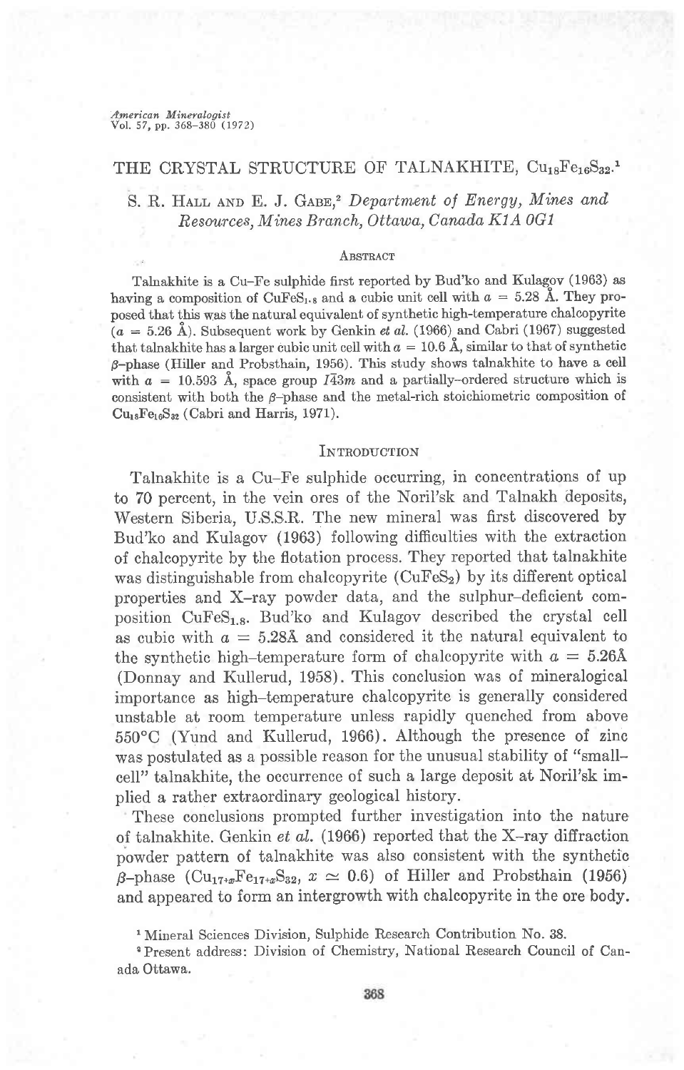# THE CRYSTAL STRUCTURE OF TALNAKHITE, $Cu_{18}Fe_{16}S_{32}$.[1]

S. R. HALL AND E. J. GABE,[2] *Department of Energy, Mines and Resources, Mines Branch, Ottawa, Canada K1A 0G1*

## ABSTRACT

Talnakhite is a Cu–Fe sulphide first reported by Bud'ko and Kulagov (1963) as having a composition of $CuFeS_{1.8}$ and a cubic unit cell with $a$ = 5.28 Å. They proposed that this was the natural equivalent of synthetic high-temperature chalcopyrite ($a$ = 5.26 Å). Subsequent work by Genkin *et al.* (1966) and Cabri (1967) suggested that talnakhite has a larger cubic unit cell with $a$ = 10.6 Å, similar to that of synthetic $\beta$-phase (Hiller and Probsthain, 1956). This study shows talnakhite to have a cell with $a$ = 10.593 Å, space group $I\bar{4}3m$ and a partially-ordered structure which is consistent with both the $\beta$-phase and the metal-rich stoichiometric composition of $Cu_{18}Fe_{16}S_{32}$ (Cabri and Harris, 1971).

## INTRODUCTION

Talnakhite is a Cu–Fe sulphide occurring, in concentrations of up to 70 percent, in the vein ores of the Noril'sk and Talnakh deposits, Western Siberia, U.S.S.R. The new mineral was first discovered by Bud'ko and Kulagov (1963) following difficulties with the extraction of chalcopyrite by the flotation process. They reported that talnakhite was distinguishable from chalcopyrite ($CuFeS_2$) by its different optical properties and X-ray powder data, and the sulphur-deficient composition $CuFeS_{1.8}$. Bud'ko and Kulagov described the crystal cell as cubic with $a$ = 5.28Å and considered it the natural equivalent to the synthetic high-temperature form of chalcopyrite with $a$ = 5.26Å (Donnay and Kullerud, 1958). This conclusion was of mineralogical importance as high-temperature chalcopyrite is generally considered unstable at room temperature unless rapidly quenched from above 550°C (Yund and Kullerud, 1966). Although the presence of zinc was postulated as a possible reason for the unusual stability of "small-cell" talnakhite, the occurrence of such a large deposit at Noril'sk implied a rather extraordinary geological history.

These conclusions prompted further investigation into the nature of talnakhite. Genkin *et al.* (1966) reported that the X-ray diffraction powder pattern of talnakhite was also consistent with the synthetic $\beta$-phase ($Cu_{17+x}Fe_{17+x}S_{32}$, $x \simeq 0.6$) of Hiller and Probsthain (1956) and appeared to form an intergrowth with chalcopyrite in the ore body.

[1] Mineral Sciences Division, Sulphide Research Contribution No. 38.

[2] Present address: Division of Chemistry, National Research Council of Canada Ottawa.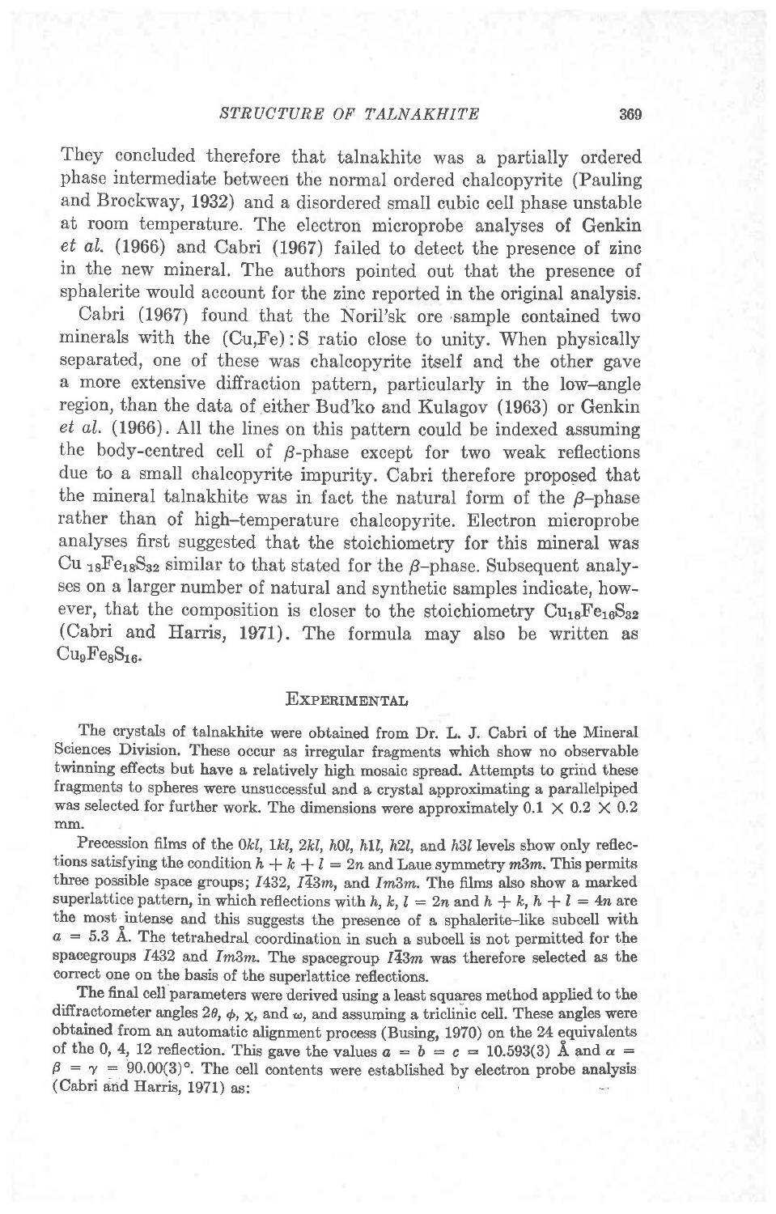They concluded therefore that talnakhite was a partially ordered phase intermediate between the normal ordered chalcopyrite (Pauling and Brockway, 1932) and a disordered small cubic cell phase unstable at room temperature. The electron microprobe analyses of Genkin *et al.* (1966) and Cabri (1967) failed to detect the presence of zinc in the new mineral. The authors pointed out that the presence of sphalerite would account for the zinc reported in the original analysis.

Cabri (1967) found that the Noril'sk ore sample contained two minerals with the (Cu,Fe) : S ratio close to unity. When physically separated, one of these was chalcopyrite itself and the other gave a more extensive diffraction pattern, particularly in the low–angle region, than the data of either Bud'ko and Kulagov (1963) or Genkin *et al.* (1966). All the lines on this pattern could be indexed assuming the body-centred cell of $\beta$-phase except for two weak reflections due to a small chalcopyrite impurity. Cabri therefore proposed that the mineral talnakhite was in fact the natural form of the $\beta$–phase rather than of high–temperature chalcopyrite. Electron microprobe analyses first suggested that the stoichiometry for this mineral was $Cu_{18}Fe_{18}S_{32}$ similar to that stated for the $\beta$–phase. Subsequent analyses on a larger number of natural and synthetic samples indicate, however, that the composition is closer to the stoichiometry $Cu_{18}Fe_{16}S_{32}$ (Cabri and Harris, 1971). The formula may also be written as $Cu_9Fe_8S_{16}$.

## Experimental

The crystals of talnakhite were obtained from Dr. L. J. Cabri of the Mineral Sciences Division. These occur as irregular fragments which show no observable twinning effects but have a relatively high mosaic spread. Attempts to grind these fragments to spheres were unsuccessful and a crystal approximating a parallelpiped was selected for further work. The dimensions were approximately $0.1 \times 0.2 \times 0.2$ mm.

Precession films of the $0kl$, $1kl$, $2kl$, $h0l$, $h1l$, $h2l$, and $h3l$ levels show only reflections satisfying the condition $h + k + l = 2n$ and Laue symmetry $m3m$. This permits three possible space groups; $I432$, $I\bar{4}3m$, and $Im3m$. The films also show a marked superlattice pattern, in which reflections with $h, k, l = 2n$ and $h + k, h + l = 4n$ are the most intense and this suggests the presence of a sphalerite-like subcell with $a = 5.3$ Å. The tetrahedral coordination in such a subcell is not permitted for the spacegroups $I432$ and $Im3m$. The spacegroup $I\bar{4}3m$ was therefore selected as the correct one on the basis of the superlattice reflections.

The final cell parameters were derived using a least squares method applied to the diffractometer angles $2\theta$, $\phi$, $\chi$, and $\omega$, and assuming a triclinic cell. These angles were obtained from an automatic alignment process (Busing, 1970) on the 24 equivalents of the 0, 4, 12 reflection. This gave the values $a = b = c = 10.593(3)$ Å and $\alpha = \beta = \gamma = 90.00(3)°$. The cell contents were established by electron probe analysis (Cabri and Harris, 1971) as: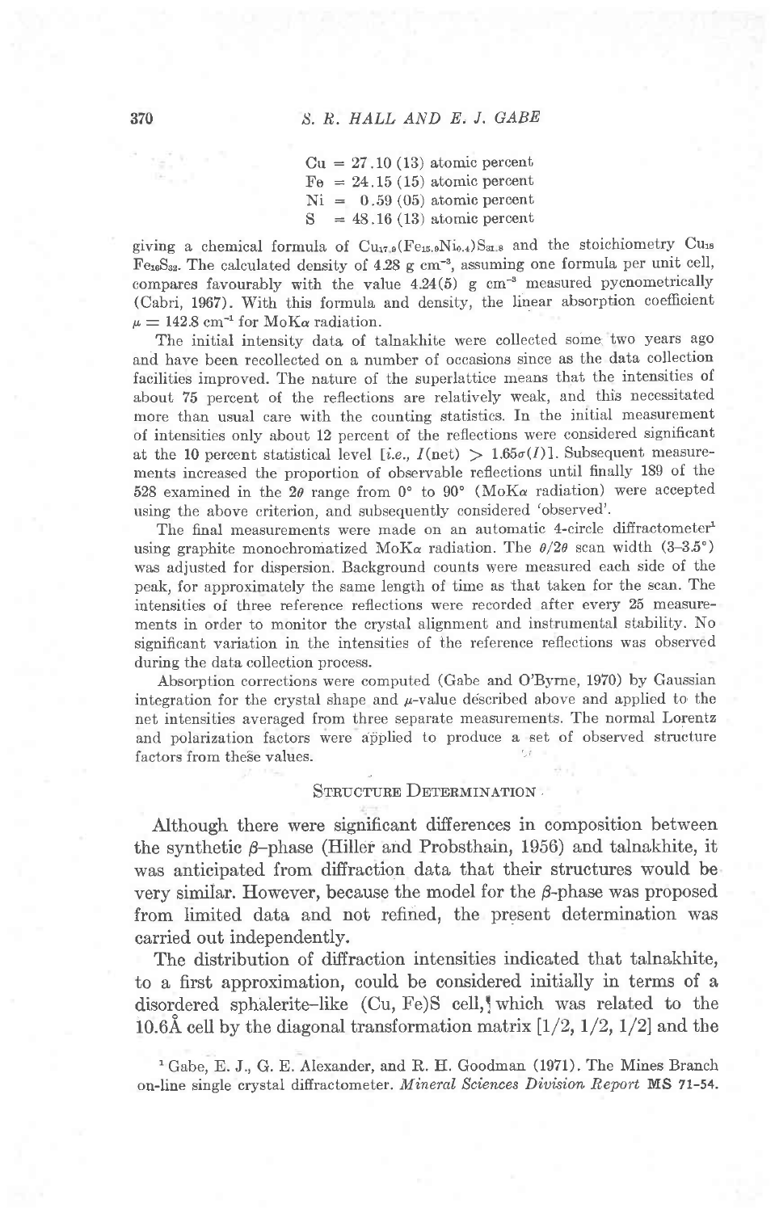Cu = 27.10 (13) atomic percent
Fe = 24.15 (15) atomic percent
Ni = 0.59 (05) atomic percent
S = 48.16 (13) atomic percent

giving a chemical formula of $Cu_{17.9}(Fe_{15.9}Ni_{0.4})S_{31.8}$ and the stoichiometry $Cu_{18}Fe_{16}S_{32}$. The calculated density of 4.28 g $cm^{-3}$, assuming one formula per unit cell, compares favourably with the value 4.24(5) g $cm^{-3}$ measured pycnometrically (Cabri, 1967). With this formula and density, the linear absorption coefficient $\mu = 142.8$ $cm^{-1}$ for MoK$\alpha$ radiation.

The initial intensity data of talnakhite were collected some two years ago and have been recollected on a number of occasions since as the data collection facilities improved. The nature of the superlattice means that the intensities of about 75 percent of the reflections are relatively weak, and this necessitated more than usual care with the counting statistics. In the initial measurement of intensities only about 12 percent of the reflections were considered significant at the 10 percent statistical level [*i.e.*, $I(\text{net}) > 1.65\sigma(I)$]. Subsequent measurements increased the proportion of observable reflections until finally 189 of the 528 examined in the $2\theta$ range from 0° to 90° (MoK$\alpha$ radiation) were accepted using the above criterion, and subsequently considered 'observed'.

The final measurements were made on an automatic 4-circle diffractometer[1] using graphite monochromatized MoK$\alpha$ radiation. The $\theta/2\theta$ scan width (3–3.5°) was adjusted for dispersion. Background counts were measured each side of the peak, for approximately the same length of time as that taken for the scan. The intensities of three reference reflections were recorded after every 25 measurements in order to monitor the crystal alignment and instrumental stability. No significant variation in the intensities of the reference reflections was observed during the data collection process.

Absorption corrections were computed (Gabe and O'Byrne, 1970) by Gaussian integration for the crystal shape and $\mu$-value described above and applied to the net intensities averaged from three separate measurements. The normal Lorentz and polarization factors were applied to produce a set of observed structure factors from these values.

## Structure Determination

Although there were significant differences in composition between the synthetic $\beta$-phase (Hiller and Probsthain, 1956) and talnakhite, it was anticipated from diffraction data that their structures would be very similar. However, because the model for the $\beta$-phase was proposed from limited data and not refined, the present determination was carried out independently.

The distribution of diffraction intensities indicated that talnakhite, to a first approximation, could be considered initially in terms of a disordered sphalerite-like (Cu, Fe)S cell, which was related to the 10.6Å cell by the diagonal transformation matrix [1/2, 1/2, 1/2] and the

[1] Gabe, E. J., G. E. Alexander, and R. H. Goodman (1971). The Mines Branch on-line single crystal diffractometer. *Mineral Sciences Division Report* MS 71-54.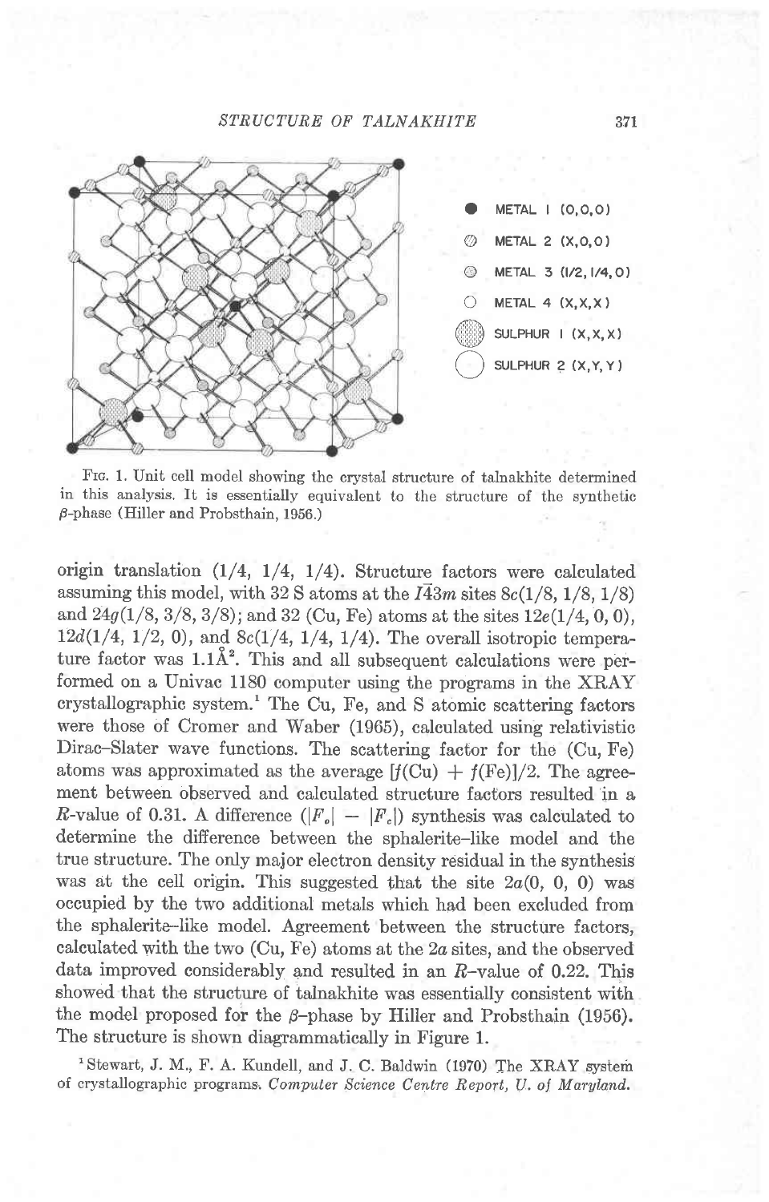FIG. 1. Unit cell model showing the crystal structure of talnakhite determined in this analysis. It is essentially equivalent to the structure of the synthetic $\beta$-phase (Hiller and Probsthain, 1956.)

origin translation (1/4, 1/4, 1/4). Structure factors were calculated assuming this model, with 32 S atoms at the $I\bar{4}3m$ sites $8c(1/8, 1/8, 1/8)$ and $24g(1/8, 3/8, 3/8)$; and 32 (Cu, Fe) atoms at the sites $12e(1/4, 0, 0)$, $12d(1/4, 1/2, 0)$, and $8c(1/4, 1/4, 1/4)$. The overall isotropic temperature factor was 1.1Å$^2$. This and all subsequent calculations were performed on a Univac 1180 computer using the programs in the XRAY crystallographic system.[1] The Cu, Fe, and S atomic scattering factors were those of Cromer and Waber (1965), calculated using relativistic Dirac–Slater wave functions. The scattering factor for the (Cu, Fe) atoms was approximated as the average $[f(\text{Cu}) + f(\text{Fe})]/2$. The agreement between observed and calculated structure factors resulted in a $R$-value of 0.31. A difference ($|F_o| - |F_c|$) synthesis was calculated to determine the difference between the sphalerite-like model and the true structure. The only major electron density residual in the synthesis was at the cell origin. This suggested that the site $2a(0, 0, 0)$ was occupied by the two additional metals which had been excluded from the sphalerite-like model. Agreement between the structure factors, calculated with the two (Cu, Fe) atoms at the $2a$ sites, and the observed data improved considerably and resulted in an $R$-value of 0.22. This showed that the structure of talnakhite was essentially consistent with the model proposed for the $\beta$-phase by Hiller and Probsthain (1956). The structure is shown diagrammatically in Figure 1.

[1] Stewart, J. M., F. A. Kundell, and J. C. Baldwin (1970) The XRAY system of crystallographic programs. *Computer Science Centre Report, U. of Maryland.*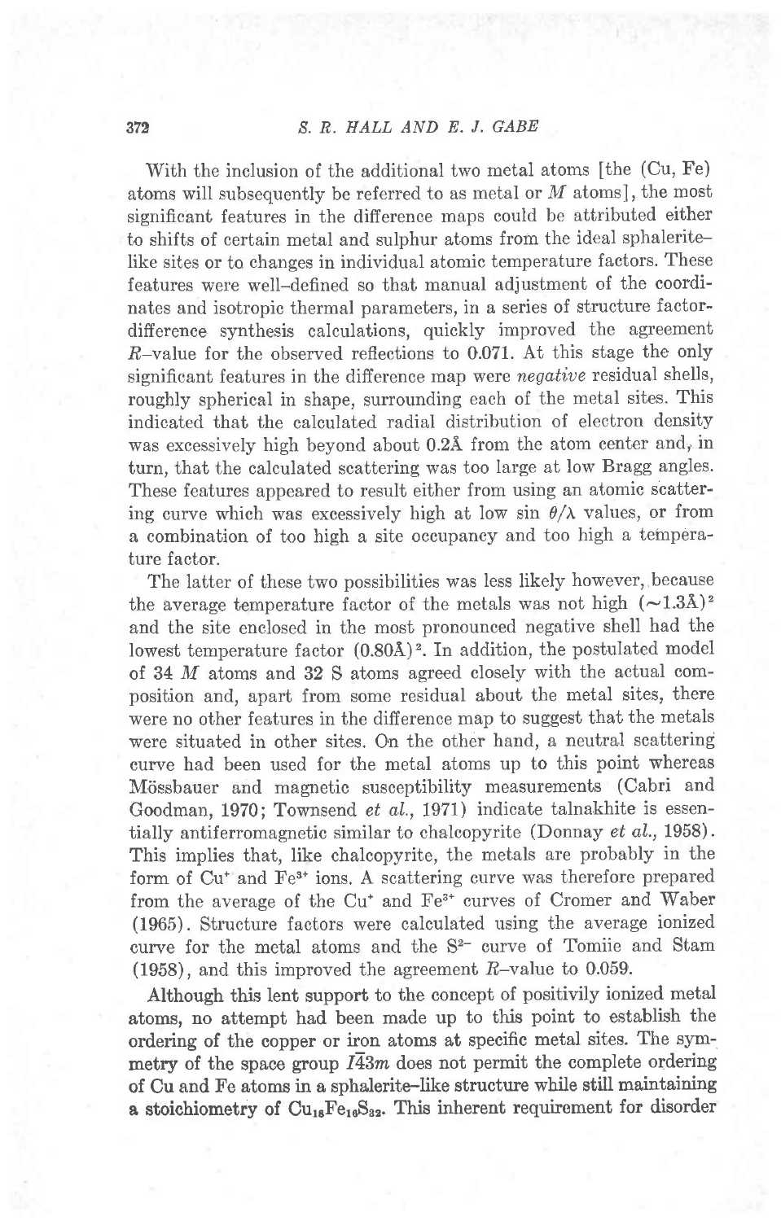With the inclusion of the additional two metal atoms [the (Cu, Fe) atoms will subsequently be referred to as metal or $M$ atoms], the most significant features in the difference maps could be attributed either to shifts of certain metal and sulphur atoms from the ideal sphalerite-like sites or to changes in individual atomic temperature factors. These features were well-defined so that manual adjustment of the coordinates and isotropic thermal parameters, in a series of structure factor-difference synthesis calculations, quickly improved the agreement $R$-value for the observed reflections to 0.071. At this stage the only significant features in the difference map were *negative* residual shells, roughly spherical in shape, surrounding each of the metal sites. This indicated that the calculated radial distribution of electron density was excessively high beyond about 0.2Å from the atom center and, in turn, that the calculated scattering was too large at low Bragg angles. These features appeared to result either from using an atomic scattering curve which was excessively high at low $\sin\theta/\lambda$ values, or from a combination of too high a site occupancy and too high a temperature factor.

The latter of these two possibilities was less likely however, because the average temperature factor of the metals was not high $(\sim 1.3\text{Å})^2$ and the site enclosed in the most pronounced negative shell had the lowest temperature factor $(0.80\text{Å})^2$. In addition, the postulated model of 34 $M$ atoms and 32 S atoms agreed closely with the actual composition and, apart from some residual about the metal sites, there were no other features in the difference map to suggest that the metals were situated in other sites. On the other hand, a neutral scattering curve had been used for the metal atoms up to this point whereas Mössbauer and magnetic susceptibility measurements (Cabri and Goodman, 1970; Townsend *et al.*, 1971) indicate talnakhite is essentially antiferromagnetic similar to chalcopyrite (Donnay *et al.*, 1958). This implies that, like chalcopyrite, the metals are probably in the form of $Cu^+$ and $Fe^{3+}$ ions. A scattering curve was therefore prepared from the average of the $Cu^+$ and $Fe^{3+}$ curves of Cromer and Waber (1965). Structure factors were calculated using the average ionized curve for the metal atoms and the $S^{2-}$ curve of Tomiie and Stam (1958), and this improved the agreement $R$-value to 0.059.

Although this lent support to the concept of positivily ionized metal atoms, no attempt had been made up to this point to establish the ordering of the copper or iron atoms at specific metal sites. The symmetry of the space group $I\bar{4}3m$ does not permit the complete ordering of Cu and Fe atoms in a sphalerite-like structure while still maintaining a stoichiometry of $Cu_{18}Fe_{16}S_{32}$. This inherent requirement for disorder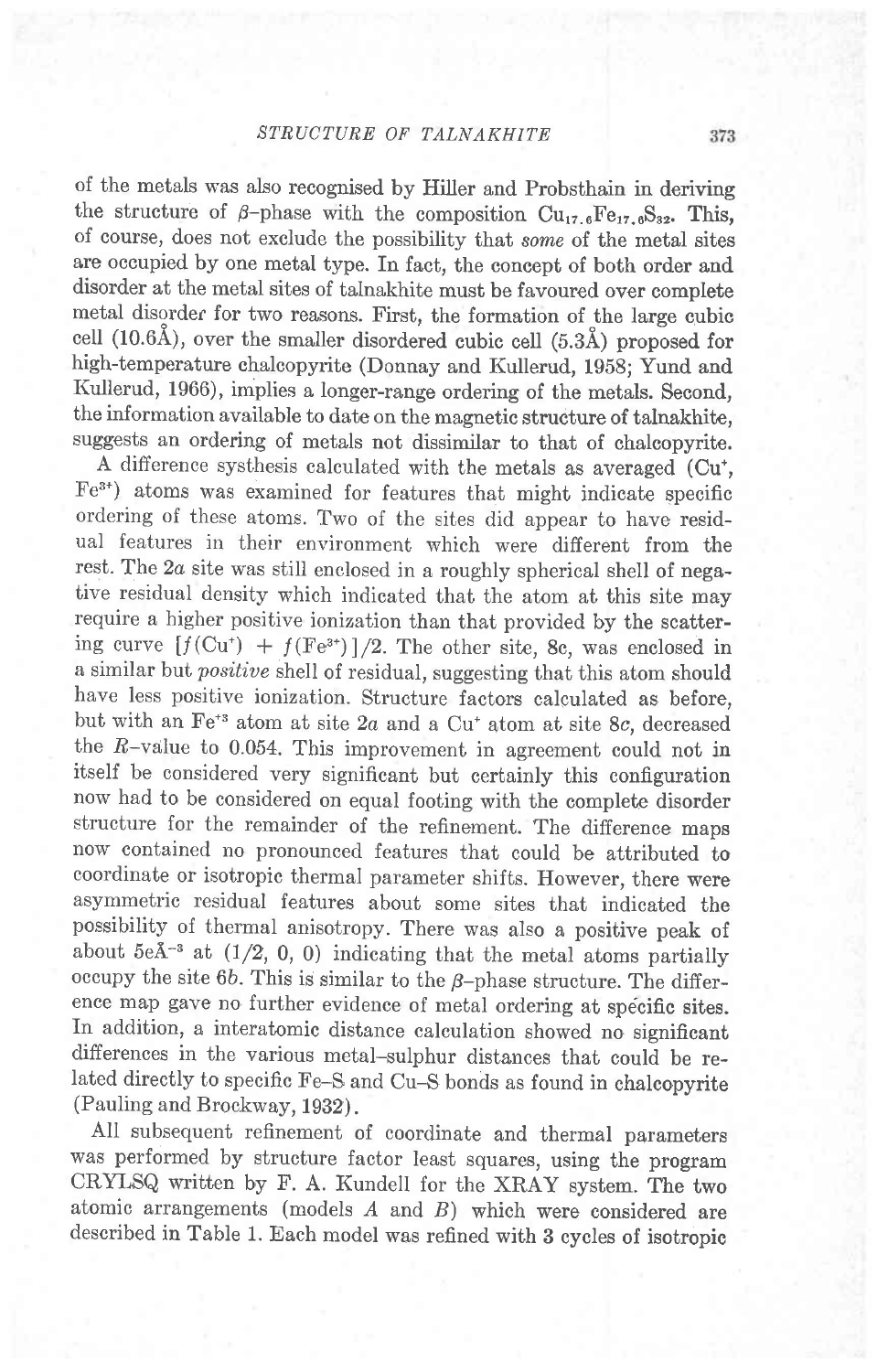of the metals was also recognised by Hiller and Probsthain in deriving the structure of $\beta$-phase with the composition $Cu_{17.6}Fe_{17.6}S_{32}$. This, of course, does not exclude the possibility that *some* of the metal sites are occupied by one metal type. In fact, the concept of both order and disorder at the metal sites of talnakhite must be favoured over complete metal disorder for two reasons. First, the formation of the large cubic cell (10.6Å), over the smaller disordered cubic cell (5.3Å) proposed for high-temperature chalcopyrite (Donnay and Kullerud, 1958; Yund and Kullerud, 1966), implies a longer-range ordering of the metals. Second, the information available to date on the magnetic structure of talnakhite, suggests an ordering of metals not dissimilar to that of chalcopyrite.

A difference systhesis calculated with the metals as averaged ($Cu^{+}$, $Fe^{3+}$) atoms was examined for features that might indicate specific ordering of these atoms. Two of the sites did appear to have residual features in their environment which were different from the rest. The $2a$ site was still enclosed in a roughly spherical shell of negative residual density which indicated that the atom at this site may require a higher positive ionization than that provided by the scattering curve $[f(Cu^{+}) + f(Fe^{3+})]/2$. The other site, $8c$, was enclosed in a similar but *positive* shell of residual, suggesting that this atom should have less positive ionization. Structure factors calculated as before, but with an $Fe^{+3}$ atom at site $2a$ and a $Cu^{+}$ atom at site $8c$, decreased the $R$-value to 0.054. This improvement in agreement could not in itself be considered very significant but certainly this configuration now had to be considered on equal footing with the complete disorder structure for the remainder of the refinement. The difference maps now contained no pronounced features that could be attributed to coordinate or isotropic thermal parameter shifts. However, there were asymmetric residual features about some sites that indicated the possibility of thermal anisotropy. There was also a positive peak of about $5e\text{Å}^{-3}$ at (1/2, 0, 0) indicating that the metal atoms partially occupy the site $6b$. This is similar to the $\beta$-phase structure. The difference map gave no further evidence of metal ordering at specific sites. In addition, a interatomic distance calculation showed no significant differences in the various metal–sulphur distances that could be related directly to specific Fe–S and Cu–S bonds as found in chalcopyrite (Pauling and Brockway, 1932).

All subsequent refinement of coordinate and thermal parameters was performed by structure factor least squares, using the program CRYLSQ written by F. A. Kundell for the XRAY system. The two atomic arrangements (models $A$ and $B$) which were considered are described in Table 1. Each model was refined with 3 cycles of isotropic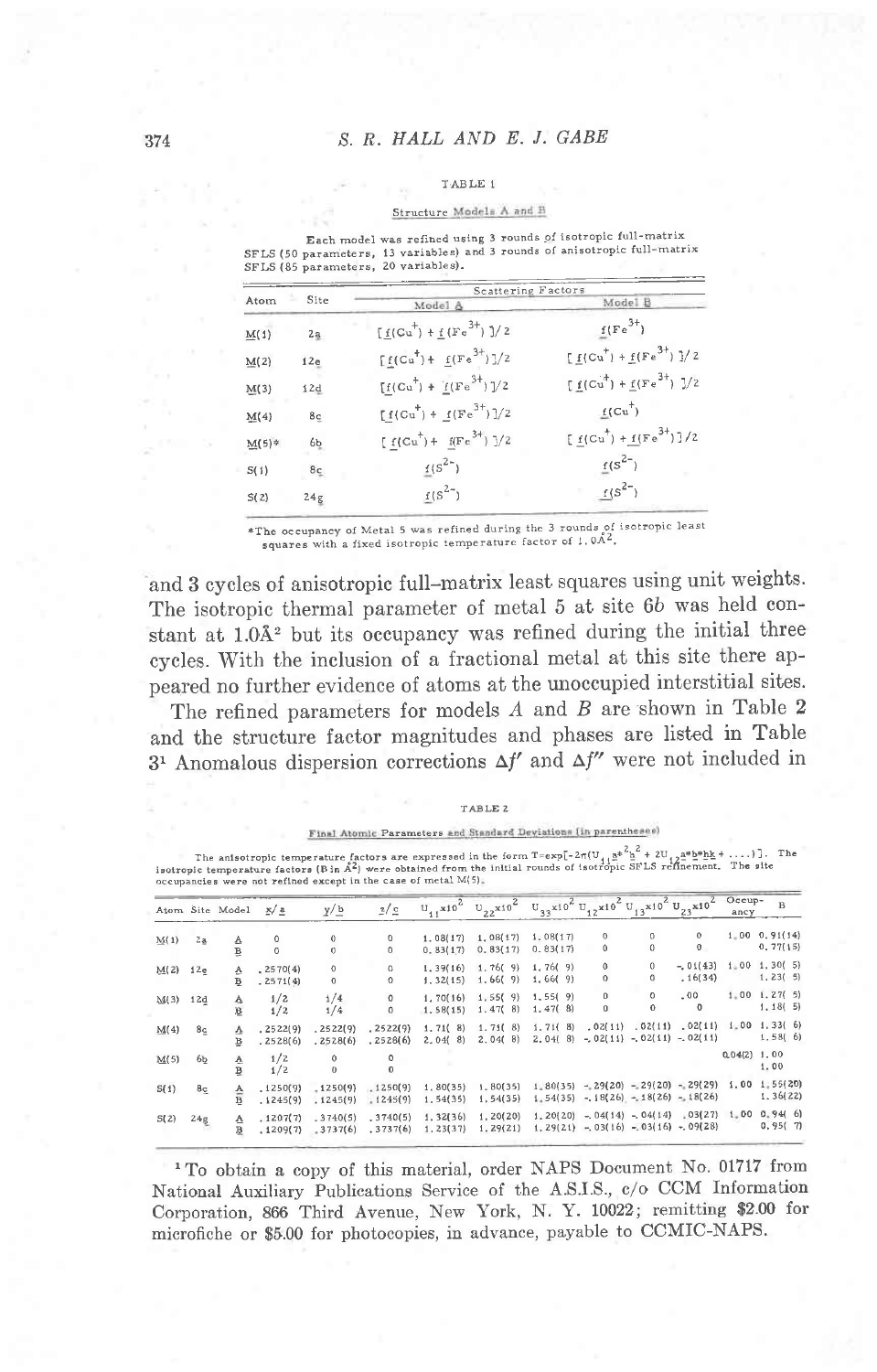TABLE 1

Structure Models A and B

Each model was refined using 3 rounds of isotropic full-matrix SFLS (50 parameters, 13 variables) and 3 rounds of anisotropic full-matrix SFLS (85 parameters, 20 variables).

| Atom | Site | Scattering Factors | |
|---|---|---|---|
| | | Model A | Model B |
| M(1) | 2a | $[f(Cu^+) + f(Fe^{3+})]/2$ | $f(Fe^{3+})$ |
| M(2) | 12e | $[f(Cu^+) + f(Fe^{3+})]/2$ | $[f(Cu^+) + f(Fe^{3+})]/2$ |
| M(3) | 12d | $[f(Cu^+) + f(Fe^{3+})]/2$ | $[f(Cu^+) + f(Fe^{3+})]/2$ |
| M(4) | 8c | $[f(Cu^+) + f(Fe^{3+})]/2$ | $f(Cu^+)$ |
| M(5)* | 6b | $[f(Cu^+) + f(Fe^{3+})]/2$ | $[f(Cu^+) + f(Fe^{3+})]/2$ |
| S(1) | 8c | $f(S^{2-})$ | $f(S^{2-})$ |
| S(2) | 24g | $f(S^{2-})$ | $f(S^{2-})$ |

*The occupancy of Metal 5 was refined during the 3 rounds of isotropic least squares with a fixed isotropic temperature factor of 1.0Å$^2$.

and 3 cycles of anisotropic full-matrix least squares using unit weights. The isotropic thermal parameter of metal 5 at site $6b$ was held constant at 1.0Å$^2$ but its occupancy was refined during the initial three cycles. With the inclusion of a fractional metal at this site there appeared no further evidence of atoms at the unoccupied interstitial sites.

The refined parameters for models $A$ and $B$ are shown in Table 2 and the structure factor magnitudes and phases are listed in Table 3[1] Anomalous dispersion corrections $\Delta f'$ and $\Delta f''$ were not included in

TABLE 2

Final Atomic Parameters and Standard Deviations (in parentheses)

The anisotropic temperature factors are expressed in the form $T=\exp[-2\pi(U_{11}a^{*2}h^2 + 2U_{12}a^*b^*hk + \ldots)]$. The isotropic temperature factors (B in Å$^2$) were obtained from the initial rounds of isotropic SFLS refinement. The site occupancies were not refined except in the case of metal M(5).

| Atom | Site | Model | $x/a$ | $y/b$ | $z/c$ | $U_{11}\times10^2$ | $U_{22}\times10^2$ | $U_{33}\times10^2$ | $U_{12}\times10^2$ | $U_{13}\times10^2$ | $U_{23}\times10^2$ | Occupancy | B |
|---|---|---|---|---|---|---|---|---|---|---|---|---|---|
| M(1) | 2a | A | 0 | 0 | 0 | 1.08(17) | 1.08(17) | 1.08(17) | 0 | 0 | 0 | 1.00 | 0.91(14) |
| | | B | 0 | 0 | 0 | 0.83(17) | 0.83(17) | 0.83(17) | 0 | 0 | 0 | | 0.77(15) |
| M(2) | 12e | A | .2570(4) | 0 | 0 | 1.39(16) | 1.76( 9) | 1.76( 9) | 0 | 0 | -.01(43) | 1.00 | 1.30( 5) |
| | | B | .2571(4) | 0 | 0 | 1.32(15) | 1.66( 9) | 1.66( 9) | 0 | 0 | .16(34) | | 1.23( 5) |
| M(3) | 12d | A | 1/2 | 1/4 | 0 | 1.70(16) | 1.55( 9) | 1.55( 9) | 0 | 0 | .00 | 1.00 | 1.27( 5) |
| | | B | 1/2 | 1/4 | 0 | 1.58(15) | 1.47( 8) | 1.47( 8) | 0 | 0 | 0 | | 1.18( 5) |
| M(4) | 8c | A | .2522(9) | .2522(9) | .2522(9) | 1.71( 8) | 1.71( 8) | 1.71( 8) | .02(11) | .02(11) | .02(11) | 1.00 | 1.33( 6) |
| | | B | .2528(6) | .2528(6) | .2528(6) | 2.04( 8) | 2.04( 8) | 2.04( 8) | -.02(11) | -.02(11) | -.02(11) | | 1.58( 6) |
| M(5) | 6b | A | 1/2 | 0 | 0 | | | | | | | 0.04(2) | 1.00 |
| | | B | 1/2 | 0 | 0 | | | | | | | | 1.00 |
| S(1) | 8c | A | .1250(9) | .1250(9) | .1250(9) | 1.80(35) | 1.80(35) | 1.80(35) | -.29(20) | -.29(20) | -.29(29) | 1.00 | 1.55(20) |
| | | B | .1245(9) | .1245(9) | .1245(9) | 1.54(35) | 1.54(35) | 1.54(35) | -.18(26) | -.18(26) | -.18(26) | | 1.36(22) |
| S(2) | 24g | A | .1207(7) | .3740(5) | .3740(5) | 1.32(36) | 1.20(20) | 1.20(20) | -.04(14) | -.04(14) | .03(27) | 1.00 | 0.94( 6) |
| | | B | .1209(7) | .3737(6) | .3737(6) | 1.23(37) | 1.29(21) | 1.29(21) | -.03(16) | -.03(16) | -.09(28) | | 0.95( 7) |

[1] To obtain a copy of this material, order NAPS Document No. 01717 from National Auxiliary Publications Service of the A.S.I.S., c/o CCM Information Corporation, 866 Third Avenue, New York, N. Y. 10022; remitting $2.00 for microfiche or $5.00 for photocopies, in advance, payable to CCMIC-NAPS.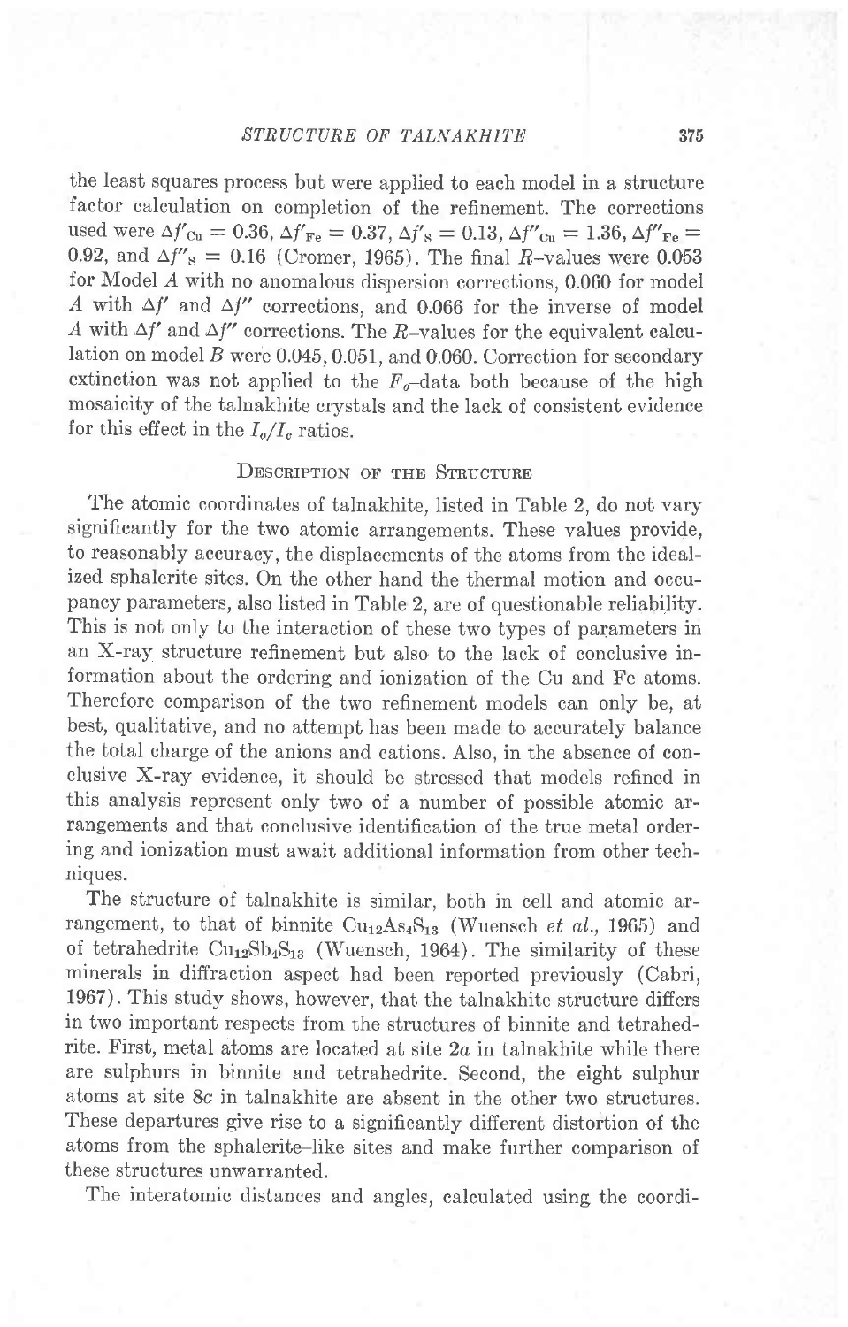the least squares process but were applied to each model in a structure factor calculation on completion of the refinement. The corrections used were $\Delta f'_{Cu} = 0.36$, $\Delta f'_{Fe} = 0.37$, $\Delta f'_{S} = 0.13$, $\Delta f''_{Cu} = 1.36$, $\Delta f''_{Fe} = 0.92$, and $\Delta f''_{S} = 0.16$ (Cromer, 1965). The final $R$-values were 0.053 for Model $A$ with no anomalous dispersion corrections, 0.060 for model $A$ with $\Delta f'$ and $\Delta f''$ corrections, and 0.066 for the inverse of model $A$ with $\Delta f'$ and $\Delta f''$ corrections. The $R$-values for the equivalent calculation on model $B$ were 0.045, 0.051, and 0.060. Correction for secondary extinction was not applied to the $F_o$-data both because of the high mosaicity of the talnakhite crystals and the lack of consistent evidence for this effect in the $I_o/I_c$ ratios.

## Description of the Structure

The atomic coordinates of talnakhite, listed in Table 2, do not vary significantly for the two atomic arrangements. These values provide, to reasonably accuracy, the displacements of the atoms from the idealized sphalerite sites. On the other hand the thermal motion and occupancy parameters, also listed in Table 2, are of questionable reliability. This is not only to the interaction of these two types of parameters in an X-ray structure refinement but also to the lack of conclusive information about the ordering and ionization of the Cu and Fe atoms. Therefore comparison of the two refinement models can only be, at best, qualitative, and no attempt has been made to accurately balance the total charge of the anions and cations. Also, in the absence of conclusive X-ray evidence, it should be stressed that models refined in this analysis represent only two of a number of possible atomic arrangements and that conclusive identification of the true metal ordering and ionization must await additional information from other techniques.

The structure of talnakhite is similar, both in cell and atomic arrangement, to that of binnite $Cu_{12}As_4S_{13}$ (Wuensch *et al.*, 1965) and of tetrahedrite $Cu_{12}Sb_4S_{13}$ (Wuensch, 1964). The similarity of these minerals in diffraction aspect had been reported previously (Cabri, 1967). This study shows, however, that the talnakhite structure differs in two important respects from the structures of binnite and tetrahedrite. First, metal atoms are located at site $2a$ in talnakhite while there are sulphurs in binnite and tetrahedrite. Second, the eight sulphur atoms at site $8c$ in talnakhite are absent in the other two structures. These departures give rise to a significantly different distortion of the atoms from the sphalerite-like sites and make further comparison of these structures unwarranted.

The interatomic distances and angles, calculated using the coordi-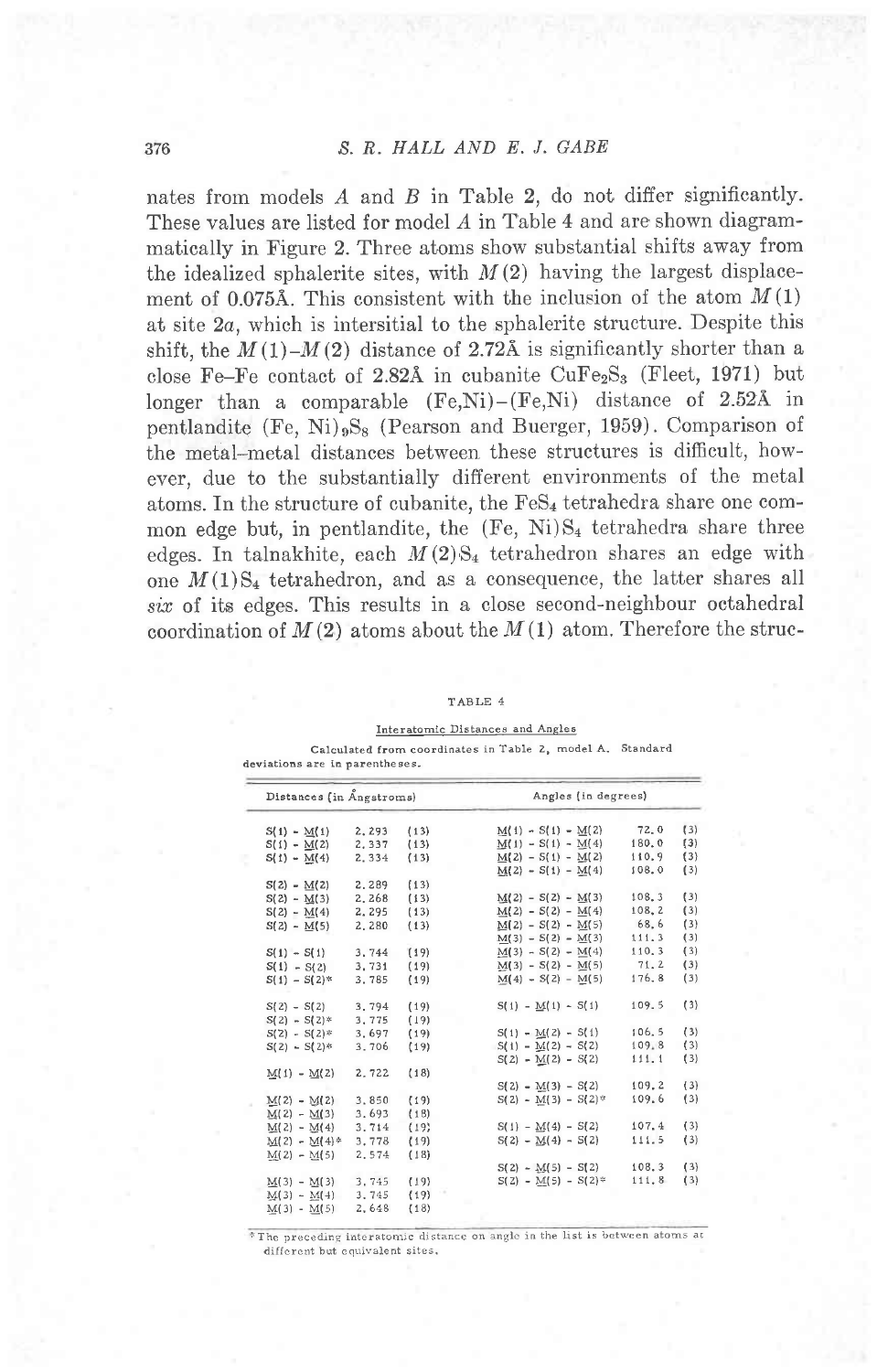nates from models *A* and *B* in Table 2, do not differ significantly. These values are listed for model *A* in Table 4 and are shown diagrammatically in Figure 2. Three atoms show substantial shifts away from the idealized sphalerite sites, with *M*(2) having the largest displacement of 0.075Å. This consistent with the inclusion of the atom *M*(1) at site 2*a*, which is intersitial to the sphalerite structure. Despite this shift, the *M*(1)–*M*(2) distance of 2.72Å is significantly shorter than a close Fe–Fe contact of 2.82Å in cubanite $CuFe_2S_3$ (Fleet, 1971) but longer than a comparable (Fe,Ni)–(Fe,Ni) distance of 2.52Å in pentlandite $(Fe, Ni)_9S_8$ (Pearson and Buerger, 1959). Comparison of the metal–metal distances between these structures is difficult, however, due to the substantially different environments of the metal atoms. In the structure of cubanite, the $FeS_4$ tetrahedra share one common edge but, in pentlandite, the $(Fe, Ni)S_4$ tetrahedra share three edges. In talnakhite, each $M(2)S_4$ tetrahedron shares an edge with one $M(1)S_4$ tetrahedron, and as a consequence, the latter shares all *six* of its edges. This results in a close second-neighbour octahedral coordination of *M*(2) atoms about the *M*(1) atom. Therefore the struc-

TABLE 4

Interatomic Distances and Angles

Calculated from coordinates in Table 2, model A. Standard deviations are in parentheses.

| Distances (in Ångstroms) | | | Angles (in degrees) | | |
|---|---|---|---|---|---|
| S(1) - M(1) | 2.293 | (13) | M(1) - S(1) - M(2) | 72.0 | (3) |
| S(1) - M(2) | 2.337 | (13) | M(1) - S(1) - M(4) | 180.0 | (3) |
| S(1) - M(4) | 2.334 | (13) | M(2) - S(1) - M(2) | 110.9 | (3) |
| | | | M(2) - S(1) - M(4) | 108.0 | (3) |
| S(2) - M(2) | 2.289 | (13) | | | |
| S(2) - M(3) | 2.268 | (13) | M(2) - S(2) - M(3) | 108.3 | (3) |
| S(2) - M(4) | 2.295 | (13) | M(2) - S(2) - M(4) | 108.2 | (3) |
| S(2) - M(5) | 2.280 | (13) | M(2) - S(2) - M(5) | 68.6 | (3) |
| | | | M(3) - S(2) - M(3) | 111.3 | (3) |
| S(1) - S(1) | 3.744 | (19) | M(3) - S(2) - M(4) | 110.3 | (3) |
| S(1) - S(2) | 3.731 | (19) | M(3) - S(2) - M(5) | 71.2 | (3) |
| S(1) - S(2)* | 3.785 | (19) | M(4) - S(2) - M(5) | 176.8 | (3) |
| S(2) - S(2) | 3.794 | (19) | S(1) - M(1) - S(1) | 109.5 | (3) |
| S(2) - S(2)* | 3.775 | (19) | | | |
| S(2) - S(2)* | 3.697 | (19) | S(1) - M(2) - S(1) | 106.5 | (3) |
| S(2) - S(2)* | 3.706 | (19) | S(1) - M(2) - S(2) | 109.8 | (3) |
| | | | S(2) - M(2) - S(2) | 111.1 | (3) |
| M(1) - M(2) | 2.722 | (18) | | | |
| | | | S(2) - M(3) - S(2) | 109.2 | (3) |
| M(2) - M(2) | 3.850 | (19) | S(2) - M(3) - S(2)* | 109.6 | (3) |
| M(2) - M(3) | 3.693 | (18) | | | |
| M(2) - M(4) | 3.714 | (19) | S(1) - M(4) - S(2) | 107.4 | (3) |
| M(2) - M(4)* | 3.778 | (19) | S(2) - M(4) - S(2) | 111.5 | (3) |
| M(2) - M(5) | 2.574 | (18) | | | |
| | | | S(2) - M(5) - S(2) | 108.3 | (3) |
| M(3) - M(3) | 3.745 | (19) | S(2) - M(5) - S(2)* | 111.8 | (3) |
| M(3) - M(4) | 3.745 | (19) | | | |
| M(3) - M(5) | 2.648 | (18) | | | |

*The preceding interatomic distance on angle in the list is between atoms at different but equivalent sites.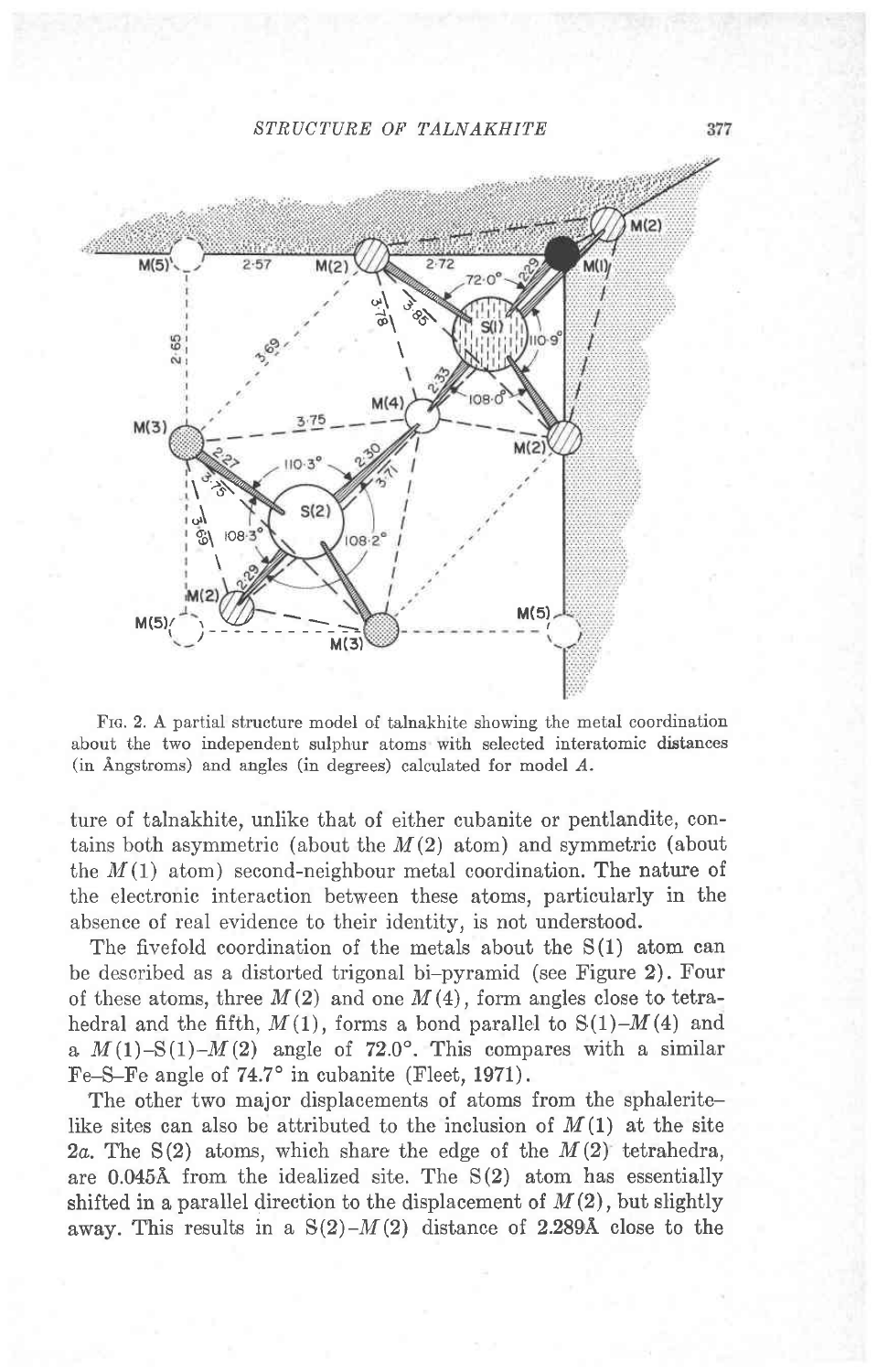FIG. 2. A partial structure model of talnakhite showing the metal coordination about the two independent sulphur atoms with selected interatomic distances (in Ångstroms) and angles (in degrees) calculated for model *A*.

ture of talnakhite, unlike that of either cubanite or pentlandite, contains both asymmetric (about the $M(2)$ atom) and symmetric (about the $M(1)$ atom) second-neighbour metal coordination. The nature of the electronic interaction between these atoms, particularly in the absence of real evidence to their identity, is not understood.

The fivefold coordination of the metals about the S(1) atom can be described as a distorted trigonal bi-pyramid (see Figure 2). Four of these atoms, three $M(2)$ and one $M(4)$, form angles close to tetrahedral and the fifth, $M(1)$, forms a bond parallel to S(1)–$M(4)$ and a $M(1)$–S(1)–$M(2)$ angle of 72.0°. This compares with a similar Fe–S–Fe angle of 74.7° in cubanite (Fleet, 1971).

The other two major displacements of atoms from the sphalerite-like sites can also be attributed to the inclusion of $M(1)$ at the site 2*a*. The S(2) atoms, which share the edge of the $M(2)$ tetrahedra, are 0.045Å from the idealized site. The S(2) atom has essentially shifted in a parallel direction to the displacement of $M(2)$, but slightly away. This results in a S(2)–$M(2)$ distance of 2.289Å close to the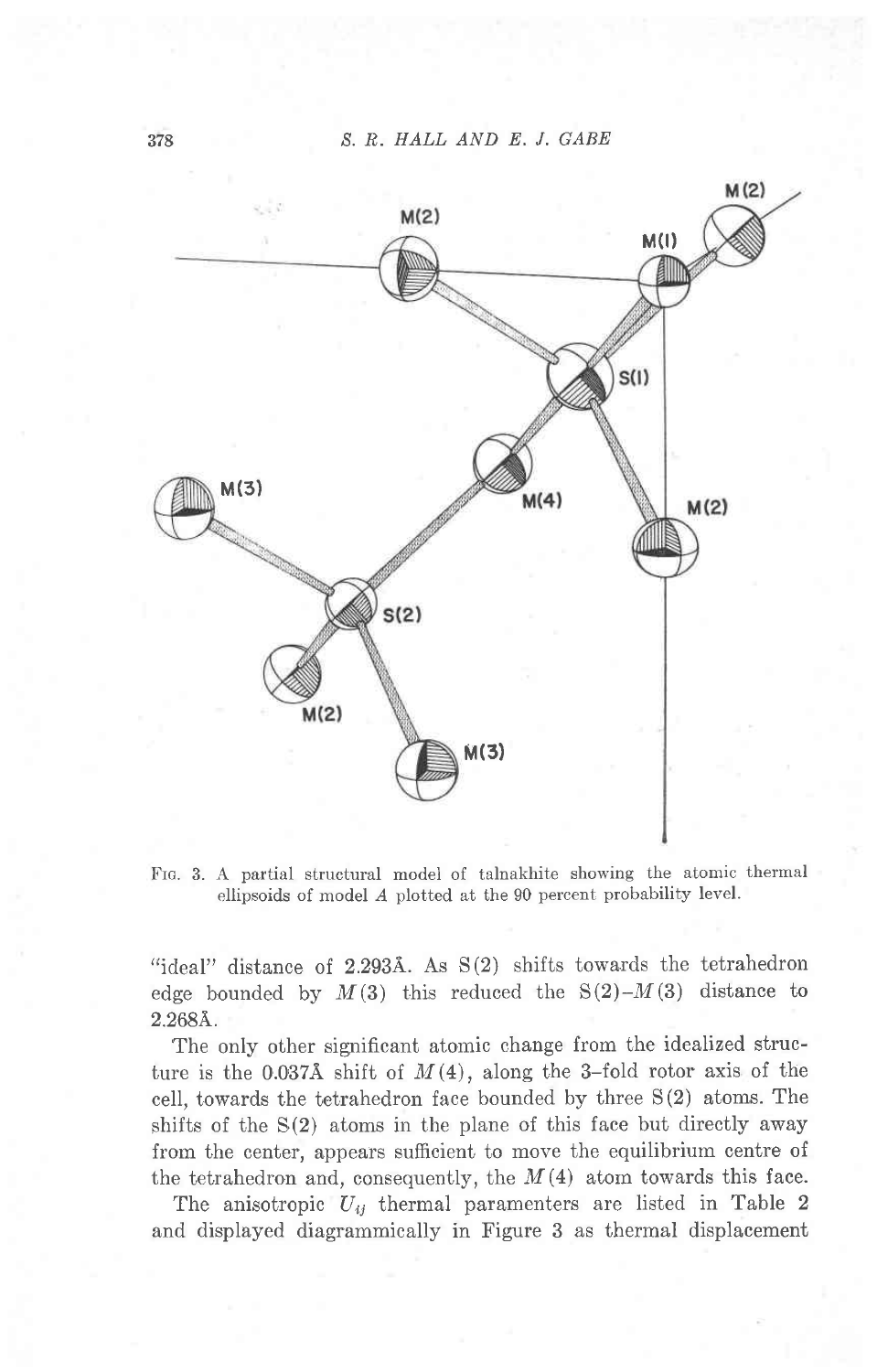FIG. 3. A partial structural model of talnakhite showing the atomic thermal ellipsoids of model $A$ plotted at the 90 percent probability level.

"ideal" distance of 2.293Å. As S(2) shifts towards the tetrahedron edge bounded by $M(3)$ this reduced the S(2)–$M(3)$ distance to 2.268Å.

The only other significant atomic change from the idealized structure is the 0.037Å shift of $M(4)$, along the 3-fold rotor axis of the cell, towards the tetrahedron face bounded by three S(2) atoms. The shifts of the S(2) atoms in the plane of this face but directly away from the center, appears sufficient to move the equilibrium centre of the tetrahedron and, consequently, the $M(4)$ atom towards this face.

The anisotropic $U_{ij}$ thermal paramenters are listed in Table 2 and displayed diagrammically in Figure 3 as thermal displacement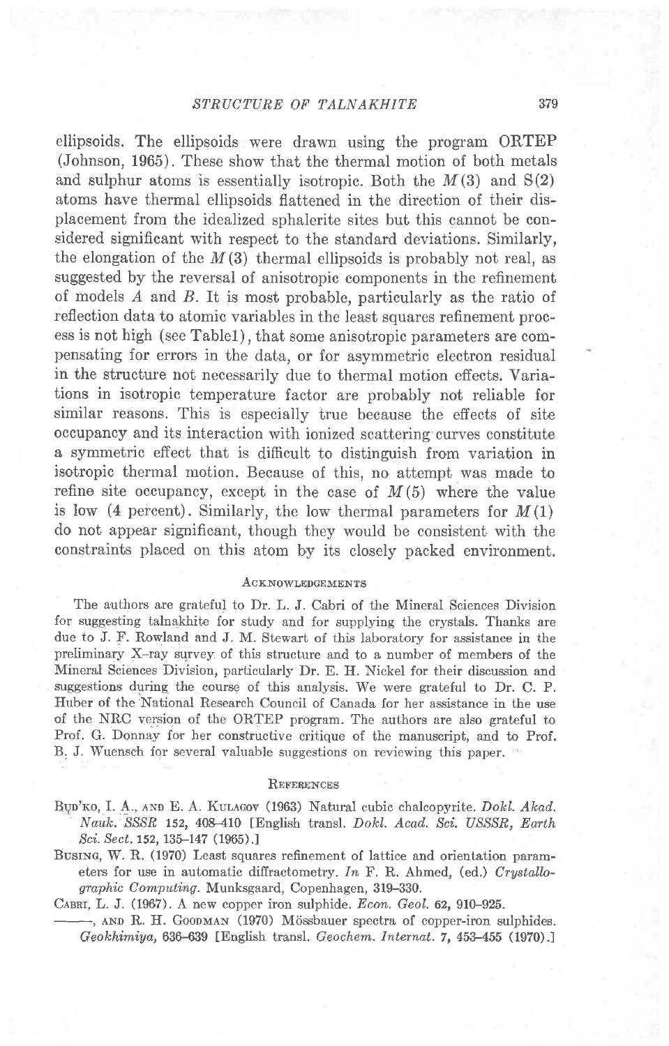ellipsoids. The ellipsoids were drawn using the program ORTEP (Johnson, 1965). These show that the thermal motion of both metals and sulphur atoms is essentially isotropic. Both the $M(3)$ and S(2) atoms have thermal ellipsoids flattened in the direction of their displacement from the idealized sphalerite sites but this cannot be considered significant with respect to the standard deviations. Similarly, the elongation of the $M(3)$ thermal ellipsoids is probably not real, as suggested by the reversal of anisotropic components in the refinement of models $A$ and $B$. It is most probable, particularly as the ratio of reflection data to atomic variables in the least squares refinement process is not high (see Table1), that some anisotropic parameters are compensating for errors in the data, or for asymmetric electron residual in the structure not necessarily due to thermal motion effects. Variations in isotropic temperature factor are probably not reliable for similar reasons. This is especially true because the effects of site occupancy and its interaction with ionized scattering curves constitute a symmetric effect that is difficult to distinguish from variation in isotropic thermal motion. Because of this, no attempt was made to refine site occupancy, except in the case of $M(5)$ where the value is low (4 percent). Similarly, the low thermal parameters for $M(1)$ do not appear significant, though they would be consistent with the constraints placed on this atom by its closely packed environment.

## Acknowledgements

The authors are grateful to Dr. L. J. Cabri of the Mineral Sciences Division for suggesting talnakhite for study and for supplying the crystals. Thanks are due to J. F. Rowland and J. M. Stewart of this laboratory for assistance in the preliminary X-ray survey of this structure and to a number of members of the Mineral Sciences Division, particularly Dr. E. H. Nickel for their discussion and suggestions during the course of this analysis. We were grateful to Dr. C. P. Huber of the National Research Council of Canada for her assistance in the use of the NRC version of the ORTEP program. The authors are also grateful to Prof. G. Donnay for her constructive critique of the manuscript, and to Prof. B. J. Wuensch for several valuable suggestions on reviewing this paper.

## References

Bud'ko, I. A., and E. A. Kulagov (1963) Natural cubic chalcopyrite. *Dokl. Akad. Nauk. SSSR* **152**, 408–410 [English transl. *Dokl. Acad. Sci. USSSR, Earth Sci. Sect.* **152**, 135–147 (1965).]

Busing, W. R. (1970) Least squares refinement of lattice and orientation parameters for use in automatic diffractometry. *In* F. R. Ahmed, (ed.) *Crystallographic Computing*. Munksgaard, Copenhagen, 319–330.

Cabri, L. J. (1967). A new copper iron sulphide. *Econ. Geol.* **62**, 910–925.

———, and R. H. Goodman (1970) Mössbauer spectra of copper-iron sulphides. *Geokhimiya,* 636–639 [English transl. *Geochem. Internat.* **7**, 453–455 (1970).]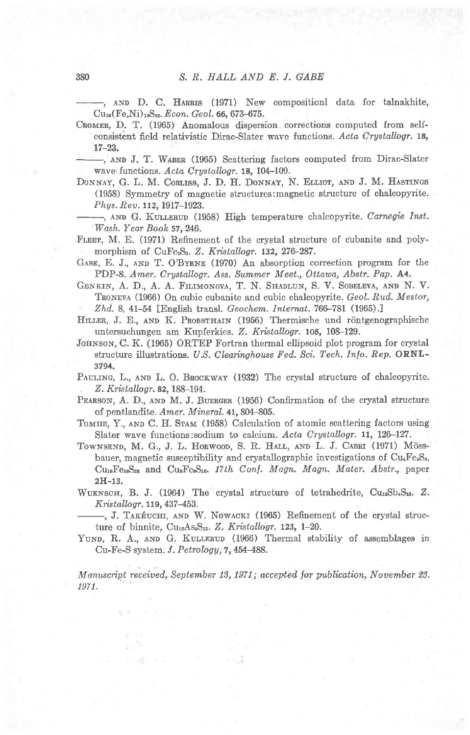———, AND D. C. HARRIS (1971) New compositionl data for talnakhite, $Cu_{18}(Fe,Ni)_{16}S_{32}$. *Econ. Geol.* **66**, 673–675.

CROMER, D. T. (1965) Anomalous dispersion corrections computed from self-consistent field relativistic Dirac-Slater wave functions. *Acta Crystallogr.* **18**, 17–23.

———, AND J. T. WABER (1965) Scattering factors computed from Dirac-Slater wave functions. *Acta Crystallogr.* **18**, 104–109.

DONNAY, G. L. M. CORLISS, J. D. H. DONNAY, N. ELLIOT, AND J. M. HASTINGS (1958) Symmetry of magnetic structures:magnetic structure of chalcopyrite. *Phys. Rev.* **112**, 1917–1923.

———, AND G. KULLERUD (1958) High temperature chalcopyrite. *Carnegie Inst. Wash. Year Book* **57**, 246.

FLEET, M. E. (1971) Refinement of the crystal structure of cubanite and polymorphism of $CuFe_2S_3$. *Z. Kristallogr.* **132**, 276–287.

GABE, E. J., AND T. O'BYRNE (1970) An absorption correction program for the PDP-8. *Amer. Crystallogr. Ass. Summer Meet., Ottawa, Abstr. Pap.* **A4**.

GENKIN, A. D., A. A. FILIMONOVA, T. N. SHADLUN, S. V. SOBELEVA, AND N. V. TRONEVA (1966) On cubic cubanite and cubic chalcopyrite. *Geol. Rud. Mestor, Zhd.* 8, 41–54 [English transl. *Geochem. Internat.* 766–781 (1965).]

HILLER, J. E., AND K. PROBSTHAIN (1956) Thermische und röntgenographische untersuchungen am Kupferkies. *Z. Kristallogr.* **108**, 108–129.

JOHNSON, C. K. (1965) ORTEP Fortran thermal ellipsoid plot program for crystal structure illustrations. *U.S. Clearinghouse Fed. Sci. Tech. Info. Rep.* **ORNL-3794.**

PAULING, L., AND L. O. BROCKWAY (1932) The crystal structure of chalcopyrite. *Z. Kristallogr.* **82**, 188–194.

PEARSON, A. D., AND M. J. BUERGER (1956) Confirmation of the crystal structure of pentlandite. *Amer. Mineral.* **41**, 804–805.

TOMIIE, Y., AND C. H. STAM (1958) Calculation of atomic scattering factors using Slater wave functions:sodium to calcium. *Acta Crystallogr.* **11**, 126–127.

TOWNSEND, M. G., J. L. HORWOOD, S. R. HALL, AND L. J. CABRI (1971) Mössbauer, magnetic susceptibility and crystallographic investigations of $Cu_4Fe_4S_8$, $Cu_{18}Fe_{16}S_{32}$ and $Cu_9Fe_9S_{16}$. *17th Conf. Magn. Magn. Mater. Abstr.*, paper **2H-13.**

WUENSCH, B. J. (1964) The crystal structure of tetrahedrite, $Cu_{12}Sb_4S_{13}$. *Z. Kristallogr.* **119**, 437–453.

———, J. TAKÉUCHI, AND W. NOWACKI (1965) Refinement of the crystal structure of binnite, $Cu_{12}As_4S_{13}$. *Z. Kristallogr.* **123**, 1–20.

YUND, R. A., AND G. KULLERUD (1966) Thermal stability of assemblages in Cu-Fe-S system. *J. Petrology*, **7**, 454–488.

*Manuscript received, September 13, 1971; accepted for publication, November 23, 1971.*